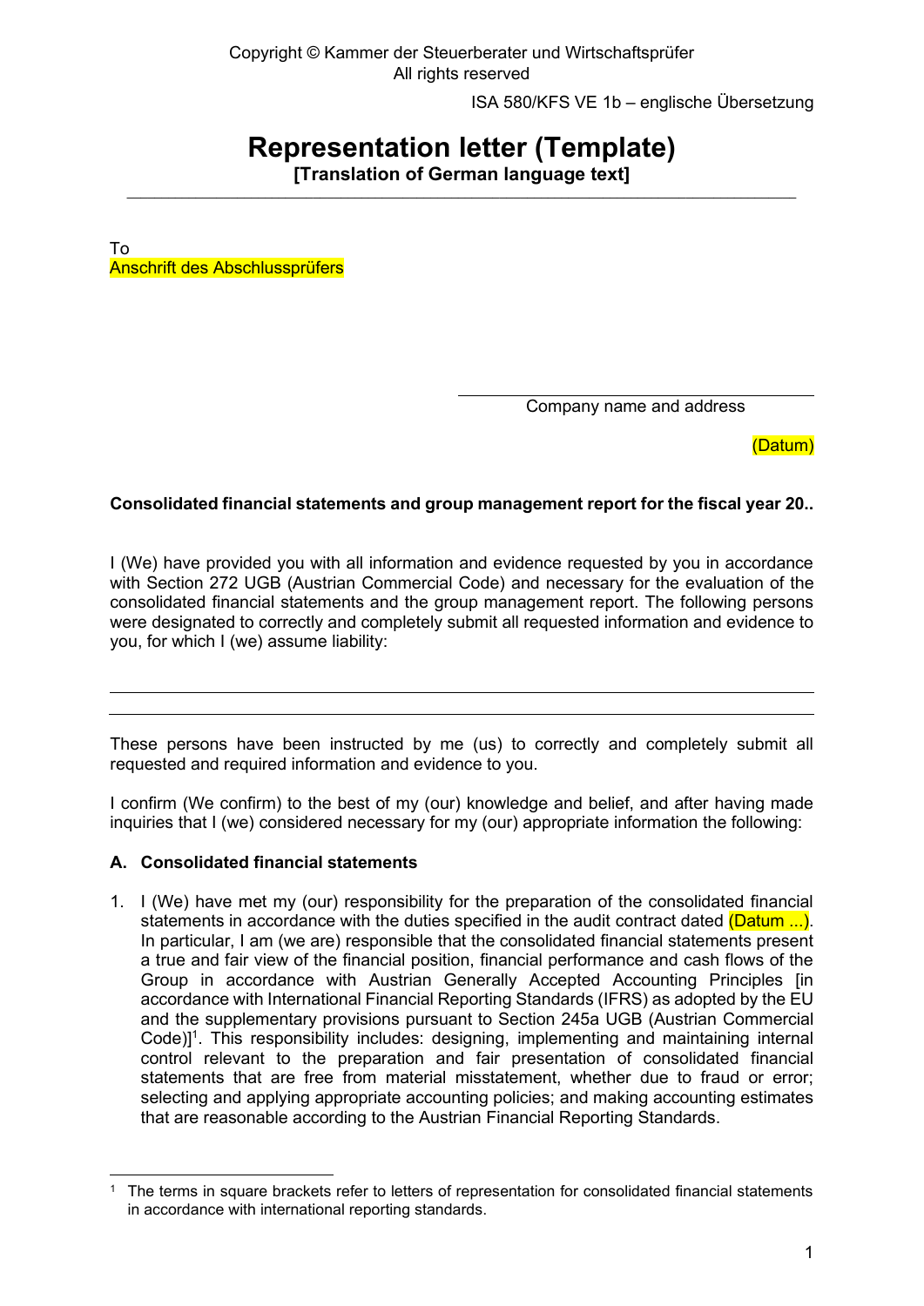Copyright © Kammer der Steuerberater und Wirtschaftsprüfer
All rights reserved

ISA 580/KFS VE 1b – englische Übersetzung

# Representation letter (Template)

**[Translation of German language text]**

---

To
Anschrift des Abschlussprüfers

Company name and address

(Datum)

**Consolidated financial statements and group management report for the fiscal year 20..**

I (We) have provided you with all information and evidence requested by you in accordance with Section 272 UGB (Austrian Commercial Code) and necessary for the evaluation of the consolidated financial statements and the group management report. The following persons were designated to correctly and completely submit all requested information and evidence to you, for which I (we) assume liability:

---

---

These persons have been instructed by me (us) to correctly and completely submit all requested and required information and evidence to you.

I confirm (We confirm) to the best of my (our) knowledge and belief, and after having made inquiries that I (we) considered necessary for my (our) appropriate information the following:

### A. Consolidated financial statements

1. I (We) have met my (our) responsibility for the preparation of the consolidated financial statements in accordance with the duties specified in the audit contract dated (Datum ...). In particular, I am (we are) responsible that the consolidated financial statements present a true and fair view of the financial position, financial performance and cash flows of the Group in accordance with Austrian Generally Accepted Accounting Principles [in accordance with International Financial Reporting Standards (IFRS) as adopted by the EU and the supplementary provisions pursuant to Section 245a UGB (Austrian Commercial Code)][1]. This responsibility includes: designing, implementing and maintaining internal control relevant to the preparation and fair presentation of consolidated financial statements that are free from material misstatement, whether due to fraud or error; selecting and applying appropriate accounting policies; and making accounting estimates that are reasonable according to the Austrian Financial Reporting Standards.

[1] The terms in square brackets refer to letters of representation for consolidated financial statements in accordance with international reporting standards.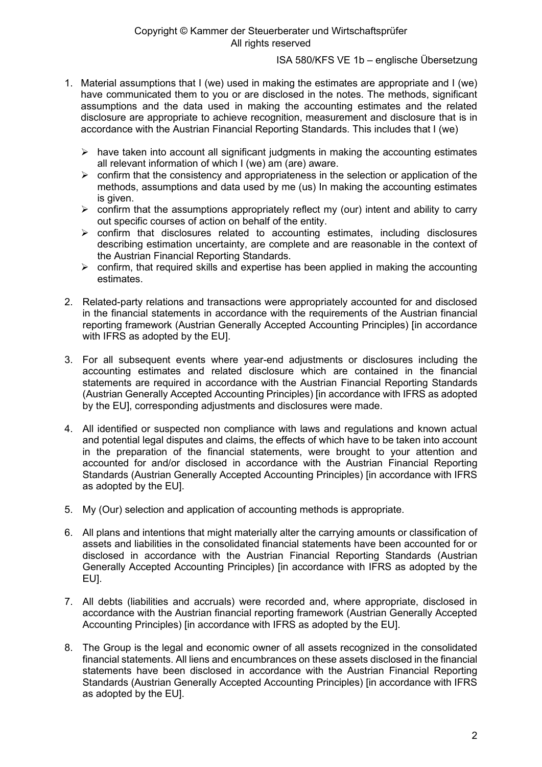1. Material assumptions that I (we) used in making the estimates are appropriate and I (we) have communicated them to you or are disclosed in the notes. The methods, significant assumptions and the data used in making the accounting estimates and the related disclosure are appropriate to achieve recognition, measurement and disclosure that is in accordance with the Austrian Financial Reporting Standards. This includes that I (we)

   - have taken into account all significant judgments in making the accounting estimates all relevant information of which I (we) am (are) aware.
   - confirm that the consistency and appropriateness in the selection or application of the methods, assumptions and data used by me (us) In making the accounting estimates is given.
   - confirm that the assumptions appropriately reflect my (our) intent and ability to carry out specific courses of action on behalf of the entity.
   - confirm that disclosures related to accounting estimates, including disclosures describing estimation uncertainty, are complete and are reasonable in the context of the Austrian Financial Reporting Standards.
   - confirm, that required skills and expertise has been applied in making the accounting estimates.

2. Related-party relations and transactions were appropriately accounted for and disclosed in the financial statements in accordance with the requirements of the Austrian financial reporting framework (Austrian Generally Accepted Accounting Principles) [in accordance with IFRS as adopted by the EU].

3. For all subsequent events where year-end adjustments or disclosures including the accounting estimates and related disclosure which are contained in the financial statements are required in accordance with the Austrian Financial Reporting Standards (Austrian Generally Accepted Accounting Principles) [in accordance with IFRS as adopted by the EU], corresponding adjustments and disclosures were made.

4. All identified or suspected non compliance with laws and regulations and known actual and potential legal disputes and claims, the effects of which have to be taken into account in the preparation of the financial statements, were brought to your attention and accounted for and/or disclosed in accordance with the Austrian Financial Reporting Standards (Austrian Generally Accepted Accounting Principles) [in accordance with IFRS as adopted by the EU].

5. My (Our) selection and application of accounting methods is appropriate.

6. All plans and intentions that might materially alter the carrying amounts or classification of assets and liabilities in the consolidated financial statements have been accounted for or disclosed in accordance with the Austrian Financial Reporting Standards (Austrian Generally Accepted Accounting Principles) [in accordance with IFRS as adopted by the EU].

7. All debts (liabilities and accruals) were recorded and, where appropriate, disclosed in accordance with the Austrian financial reporting framework (Austrian Generally Accepted Accounting Principles) [in accordance with IFRS as adopted by the EU].

8. The Group is the legal and economic owner of all assets recognized in the consolidated financial statements. All liens and encumbrances on these assets disclosed in the financial statements have been disclosed in accordance with the Austrian Financial Reporting Standards (Austrian Generally Accepted Accounting Principles) [in accordance with IFRS as adopted by the EU].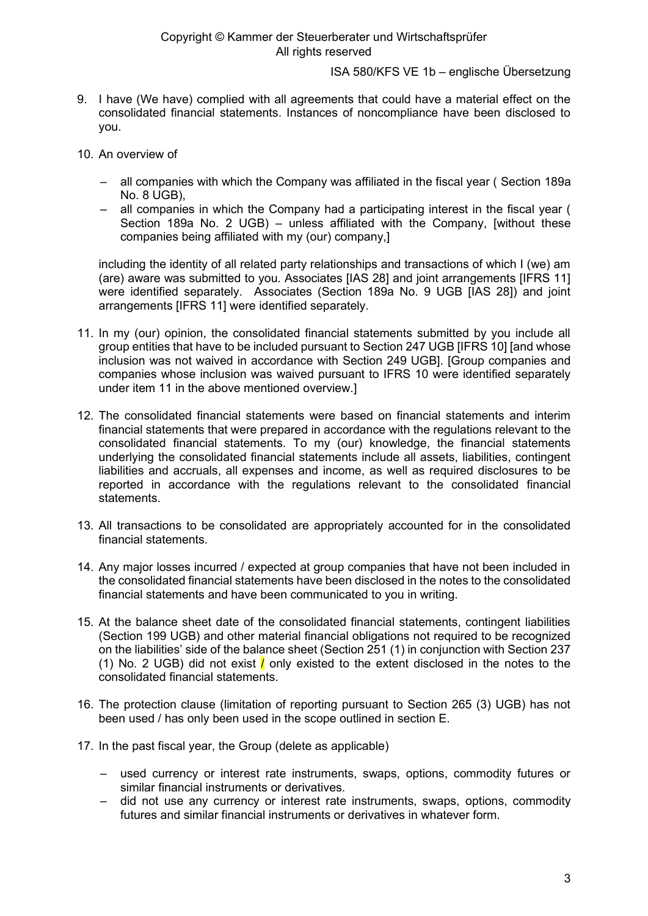9. I have (We have) complied with all agreements that could have a material effect on the consolidated financial statements. Instances of noncompliance have been disclosed to you.

10. An overview of

    – all companies with which the Company was affiliated in the fiscal year ( Section 189a No. 8 UGB),
    – all companies in which the Company had a participating interest in the fiscal year ( Section 189a No. 2 UGB) – unless affiliated with the Company, [without these companies being affiliated with my (our) company,]

    including the identity of all related party relationships and transactions of which I (we) am (are) aware was submitted to you. Associates [IAS 28] and joint arrangements [IFRS 11] were identified separately. Associates (Section 189a No. 9 UGB [IAS 28]) and joint arrangements [IFRS 11] were identified separately.

11. In my (our) opinion, the consolidated financial statements submitted by you include all group entities that have to be included pursuant to Section 247 UGB [IFRS 10] [and whose inclusion was not waived in accordance with Section 249 UGB]. [Group companies and companies whose inclusion was waived pursuant to IFRS 10 were identified separately under item 11 in the above mentioned overview.]

12. The consolidated financial statements were based on financial statements and interim financial statements that were prepared in accordance with the regulations relevant to the consolidated financial statements. To my (our) knowledge, the financial statements underlying the consolidated financial statements include all assets, liabilities, contingent liabilities and accruals, all expenses and income, as well as required disclosures to be reported in accordance with the regulations relevant to the consolidated financial statements.

13. All transactions to be consolidated are appropriately accounted for in the consolidated financial statements.

14. Any major losses incurred / expected at group companies that have not been included in the consolidated financial statements have been disclosed in the notes to the consolidated financial statements and have been communicated to you in writing.

15. At the balance sheet date of the consolidated financial statements, contingent liabilities (Section 199 UGB) and other material financial obligations not required to be recognized on the liabilities' side of the balance sheet (Section 251 (1) in conjunction with Section 237 (1) No. 2 UGB) did not exist / only existed to the extent disclosed in the notes to the consolidated financial statements.

16. The protection clause (limitation of reporting pursuant to Section 265 (3) UGB) has not been used / has only been used in the scope outlined in section E.

17. In the past fiscal year, the Group (delete as applicable)

    – used currency or interest rate instruments, swaps, options, commodity futures or similar financial instruments or derivatives.
    – did not use any currency or interest rate instruments, swaps, options, commodity futures and similar financial instruments or derivatives in whatever form.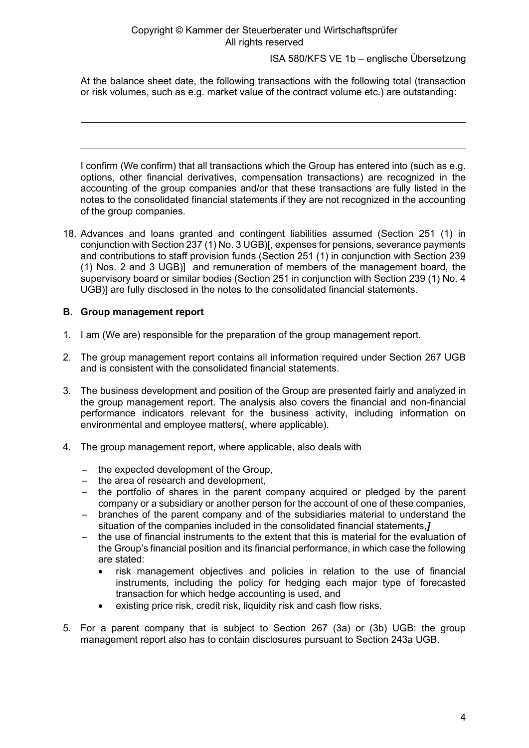At the balance sheet date, the following transactions with the following total (transaction or risk volumes, such as e.g. market value of the contract volume etc.) are outstanding:

---

---

I confirm (We confirm) that all transactions which the Group has entered into (such as e.g. options, other financial derivatives, compensation transactions) are recognized in the accounting of the group companies and/or that these transactions are fully listed in the notes to the consolidated financial statements if they are not recognized in the accounting of the group companies.

18. Advances and loans granted and contingent liabilities assumed (Section 251 (1) in conjunction with Section 237 (1) No. 3 UGB)[, expenses for pensions, severance payments and contributions to staff provision funds (Section 251 (1) in conjunction with Section 239 (1) Nos. 2 and 3 UGB)] and remuneration of members of the management board, the supervisory board or similar bodies (Section 251 in conjunction with Section 239 (1) No. 4 UGB)] are fully disclosed in the notes to the consolidated financial statements.

## B. Group management report

1. I am (We are) responsible for the preparation of the group management report.
2. The group management report contains all information required under Section 267 UGB and is consistent with the consolidated financial statements.
3. The business development and position of the Group are presented fairly and analyzed in the group management report. The analysis also covers the financial and non-financial performance indicators relevant for the business activity, including information on environmental and employee matters(, where applicable).
4. The group management report, where applicable, also deals with
   - the expected development of the Group,
   - the area of research and development,
   - the portfolio of shares in the parent company acquired or pledged by the parent company or a subsidiary or another person for the account of one of these companies,
   - branches of the parent company and of the subsidiaries material to understand the situation of the companies included in the consolidated financial statements,***]***
   - the use of financial instruments to the extent that this is material for the evaluation of the Group's financial position and its financial performance, in which case the following are stated:
     - risk management objectives and policies in relation to the use of financial instruments, including the policy for hedging each major type of forecasted transaction for which hedge accounting is used, and
     - existing price risk, credit risk, liquidity risk and cash flow risks.
5. For a parent company that is subject to Section 267 (3a) or (3b) UGB: the group management report also has to contain disclosures pursuant to Section 243a UGB.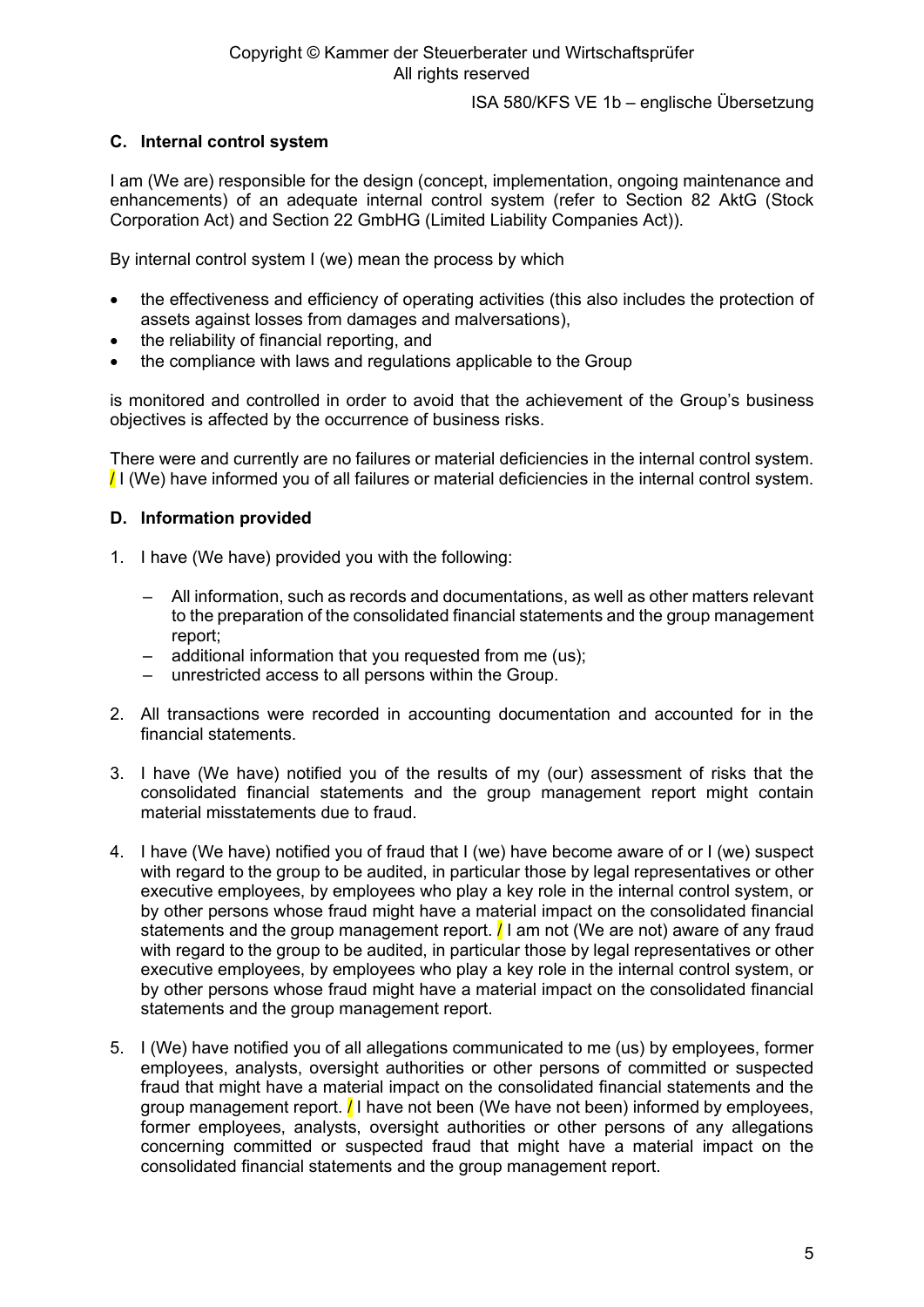## C. Internal control system

I am (We are) responsible for the design (concept, implementation, ongoing maintenance and enhancements) of an adequate internal control system (refer to Section 82 AktG (Stock Corporation Act) and Section 22 GmbHG (Limited Liability Companies Act)).

By internal control system I (we) mean the process by which

- the effectiveness and efficiency of operating activities (this also includes the protection of assets against losses from damages and malversations),
- the reliability of financial reporting, and
- the compliance with laws and regulations applicable to the Group

is monitored and controlled in order to avoid that the achievement of the Group's business objectives is affected by the occurrence of business risks.

There were and currently are no failures or material deficiencies in the internal control system. / I (We) have informed you of all failures or material deficiencies in the internal control system.

## D. Information provided

1. I have (We have) provided you with the following:

   – All information, such as records and documentations, as well as other matters relevant to the preparation of the consolidated financial statements and the group management report;
   – additional information that you requested from me (us);
   – unrestricted access to all persons within the Group.

2. All transactions were recorded in accounting documentation and accounted for in the financial statements.

3. I have (We have) notified you of the results of my (our) assessment of risks that the consolidated financial statements and the group management report might contain material misstatements due to fraud.

4. I have (We have) notified you of fraud that I (we) have become aware of or I (we) suspect with regard to the group to be audited, in particular those by legal representatives or other executive employees, by employees who play a key role in the internal control system, or by other persons whose fraud might have a material impact on the consolidated financial statements and the group management report. / I am not (We are not) aware of any fraud with regard to the group to be audited, in particular those by legal representatives or other executive employees, by employees who play a key role in the internal control system, or by other persons whose fraud might have a material impact on the consolidated financial statements and the group management report.

5. I (We) have notified you of all allegations communicated to me (us) by employees, former employees, analysts, oversight authorities or other persons of committed or suspected fraud that might have a material impact on the consolidated financial statements and the group management report. / I have not been (We have not been) informed by employees, former employees, analysts, oversight authorities or other persons of any allegations concerning committed or suspected fraud that might have a material impact on the consolidated financial statements and the group management report.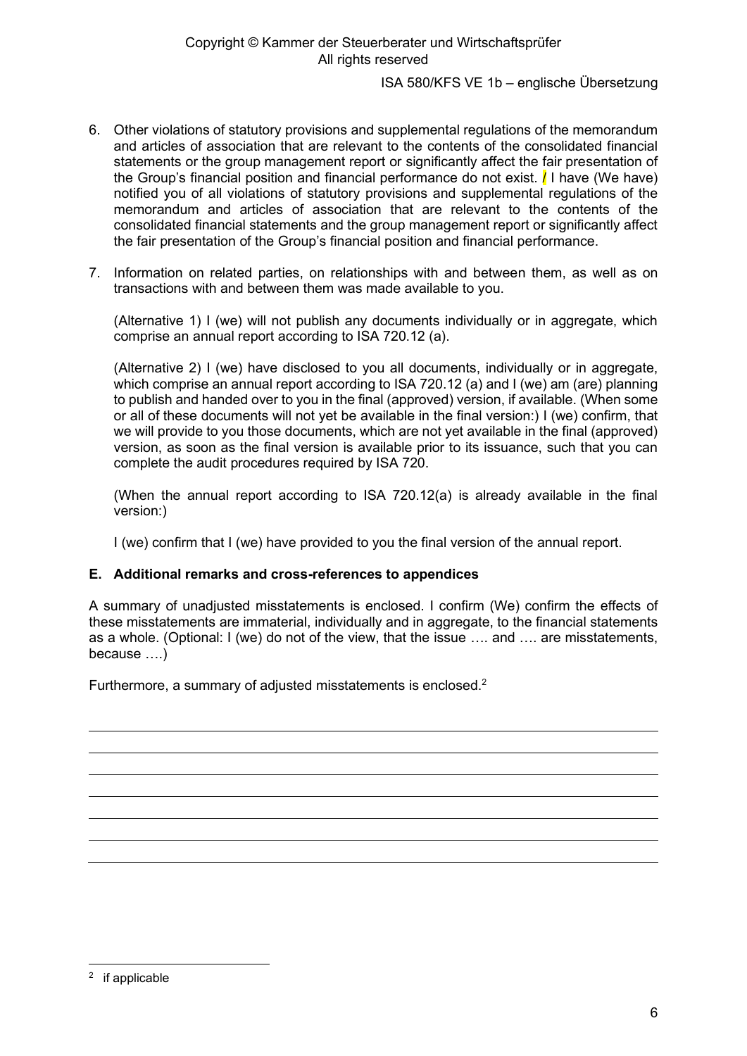6. Other violations of statutory provisions and supplemental regulations of the memorandum and articles of association that are relevant to the contents of the consolidated financial statements or the group management report or significantly affect the fair presentation of the Group's financial position and financial performance do not exist. / I have (We have) notified you of all violations of statutory provisions and supplemental regulations of the memorandum and articles of association that are relevant to the contents of the consolidated financial statements and the group management report or significantly affect the fair presentation of the Group's financial position and financial performance.

7. Information on related parties, on relationships with and between them, as well as on transactions with and between them was made available to you.

   (Alternative 1) I (we) will not publish any documents individually or in aggregate, which comprise an annual report according to ISA 720.12 (a).

   (Alternative 2) I (we) have disclosed to you all documents, individually or in aggregate, which comprise an annual report according to ISA 720.12 (a) and I (we) am (are) planning to publish and handed over to you in the final (approved) version, if available. (When some or all of these documents will not yet be available in the final version:) I (we) confirm, that we will provide to you those documents, which are not yet available in the final (approved) version, as soon as the final version is available prior to its issuance, such that you can complete the audit procedures required by ISA 720.

   (When the annual report according to ISA 720.12(a) is already available in the final version:)

   I (we) confirm that I (we) have provided to you the final version of the annual report.

### E. Additional remarks and cross-references to appendices

A summary of unadjusted misstatements is enclosed. I confirm (We) confirm the effects of these misstatements are immaterial, individually and in aggregate, to the financial statements as a whole. (Optional: I (we) do not of the view, that the issue …. and …. are misstatements, because ….)

Furthermore, a summary of adjusted misstatements is enclosed.[2]

\_\_\_\_\_\_\_\_\_\_\_\_\_\_\_\_\_\_\_\_\_\_\_\_\_\_\_\_\_\_\_\_\_\_\_\_\_\_\_\_

\_\_\_\_\_\_\_\_\_\_\_\_\_\_\_\_\_\_\_\_\_\_\_\_\_\_\_\_\_\_\_\_\_\_\_\_\_\_\_\_

\_\_\_\_\_\_\_\_\_\_\_\_\_\_\_\_\_\_\_\_\_\_\_\_\_\_\_\_\_\_\_\_\_\_\_\_\_\_\_\_

\_\_\_\_\_\_\_\_\_\_\_\_\_\_\_\_\_\_\_\_\_\_\_\_\_\_\_\_\_\_\_\_\_\_\_\_\_\_\_\_

\_\_\_\_\_\_\_\_\_\_\_\_\_\_\_\_\_\_\_\_\_\_\_\_\_\_\_\_\_\_\_\_\_\_\_\_\_\_\_\_

\_\_\_\_\_\_\_\_\_\_\_\_\_\_\_\_\_\_\_\_\_\_\_\_\_\_\_\_\_\_\_\_\_\_\_\_\_\_\_\_

\_\_\_\_\_\_\_\_\_\_\_\_\_\_\_\_\_\_\_\_\_\_\_\_\_\_\_\_\_\_\_\_\_\_\_\_\_\_\_\_

[2] if applicable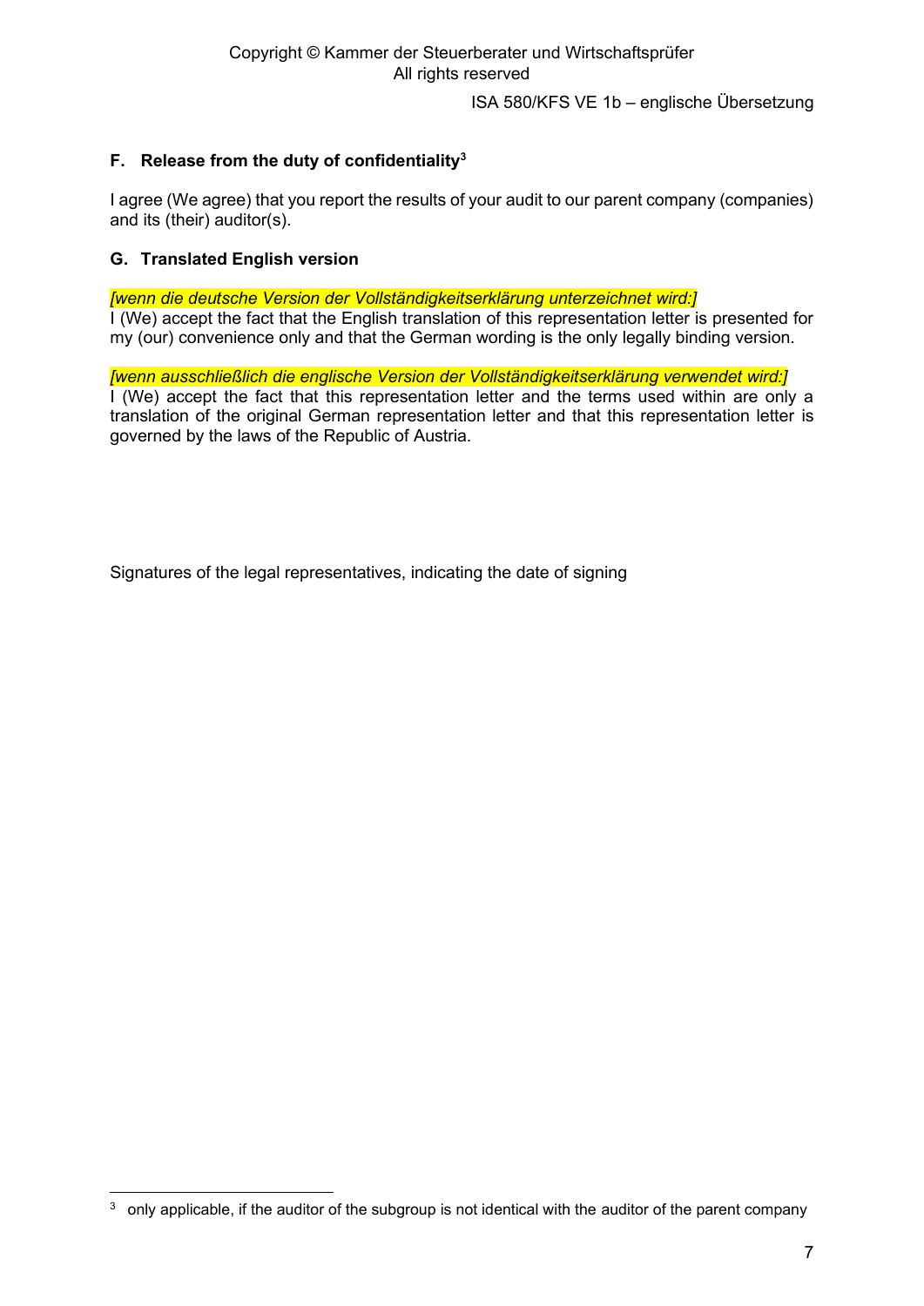### F. Release from the duty of confidentiality[3]

I agree (We agree) that you report the results of your audit to our parent company (companies) and its (their) auditor(s).

### G. Translated English version

*[wenn die deutsche Version der Vollständigkeitserklärung unterzeichnet wird:]*
I (We) accept the fact that the English translation of this representation letter is presented for my (our) convenience only and that the German wording is the only legally binding version.

*[wenn ausschließlich die englische Version der Vollständigkeitserklärung verwendet wird:]*
I (We) accept the fact that this representation letter and the terms used within are only a translation of the original German representation letter and that this representation letter is governed by the laws of the Republic of Austria.

Signatures of the legal representatives, indicating the date of signing

---

[3] only applicable, if the auditor of the subgroup is not identical with the auditor of the parent company